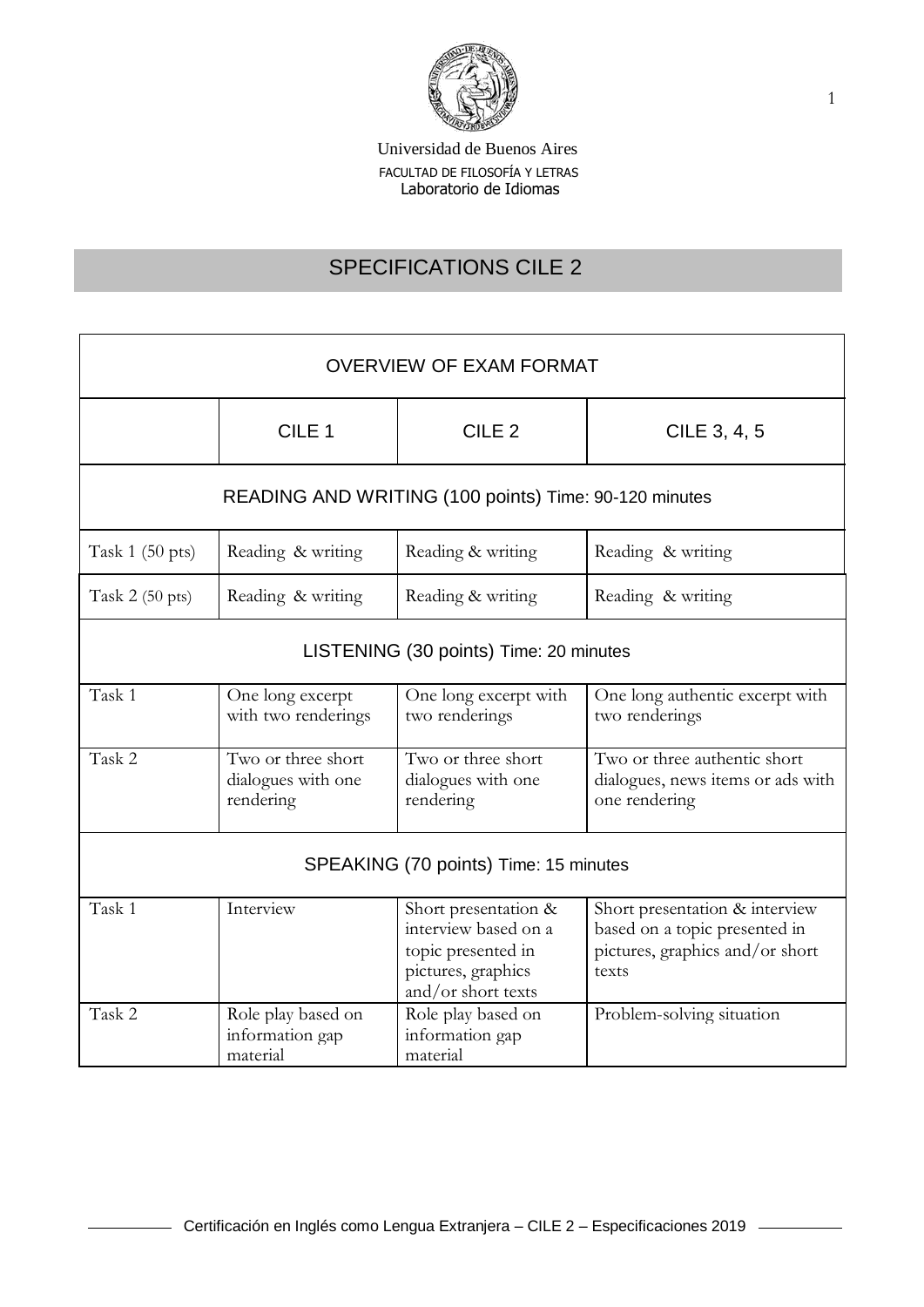Universidad de Buenos Aires
FACULTAD DE FILOSOFÍA Y LETRAS
Laboratorio de Idiomas

# SPECIFICATIONS CILE 2

| OVERVIEW OF EXAM FORMAT | | | |
|---|---|---|---|
| | CILE 1 | CILE 2 | CILE 3, 4, 5 |
| **READING AND WRITING (100 points) Time: 90-120 minutes** | | | |
| Task 1 (50 pts) | Reading & writing | Reading & writing | Reading & writing |
| Task 2 (50 pts) | Reading & writing | Reading & writing | Reading & writing |
| **LISTENING (30 points) Time: 20 minutes** | | | |
| Task 1 | One long excerpt with two renderings | One long excerpt with two renderings | One long authentic excerpt with two renderings |
| Task 2 | Two or three short dialogues with one rendering | Two or three short dialogues with one rendering | Two or three authentic short dialogues, news items or ads with one rendering |
| **SPEAKING (70 points) Time: 15 minutes** | | | |
| Task 1 | Interview | Short presentation & interview based on a topic presented in pictures, graphics and/or short texts | Short presentation & interview based on a topic presented in pictures, graphics and/or short texts |
| Task 2 | Role play based on information gap material | Role play based on information gap material | Problem-solving situation |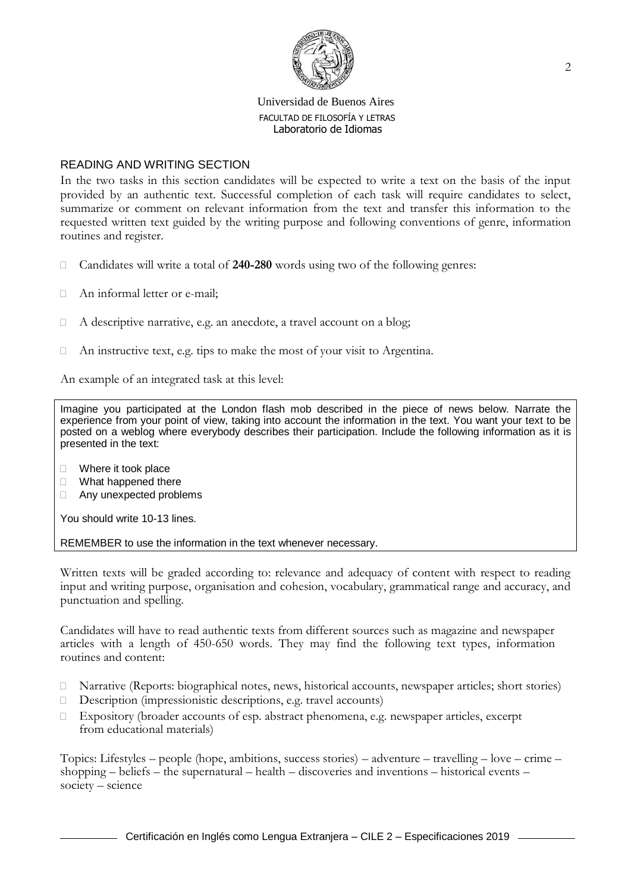Universidad de Buenos Aires
FACULTAD DE FILOSOFÍA Y LETRAS
Laboratorio de Idiomas

## READING AND WRITING SECTION

In the two tasks in this section candidates will be expected to write a text on the basis of the input provided by an authentic text. Successful completion of each task will require candidates to select, summarize or comment on relevant information from the text and transfer this information to the requested written text guided by the writing purpose and following conventions of genre, information routines and register.

- Candidates will write a total of **240-280** words using two of the following genres:
- An informal letter or e-mail;
- A descriptive narrative, e.g. an anecdote, a travel account on a blog;
- An instructive text, e.g. tips to make the most of your visit to Argentina.

An example of an integrated task at this level:

> Imagine you participated at the London flash mob described in the piece of news below. Narrate the experience from your point of view, taking into account the information in the text. You want your text to be posted on a weblog where everybody describes their participation. Include the following information as it is presented in the text:
>
> - Where it took place
> - What happened there
> - Any unexpected problems
>
> You should write 10-13 lines.
>
> REMEMBER to use the information in the text whenever necessary.

Written texts will be graded according to: relevance and adequacy of content with respect to reading input and writing purpose, organisation and cohesion, vocabulary, grammatical range and accuracy, and punctuation and spelling.

Candidates will have to read authentic texts from different sources such as magazine and newspaper articles with a length of 450-650 words. They may find the following text types, information routines and content:

- Narrative (Reports: biographical notes, news, historical accounts, newspaper articles; short stories)
- Description (impressionistic descriptions, e.g. travel accounts)
- Expository (broader accounts of esp. abstract phenomena, e.g. newspaper articles, excerpt from educational materials)

Topics: Lifestyles – people (hope, ambitions, success stories) – adventure – travelling – love – crime – shopping – beliefs – the supernatural – health – discoveries and inventions – historical events – society – science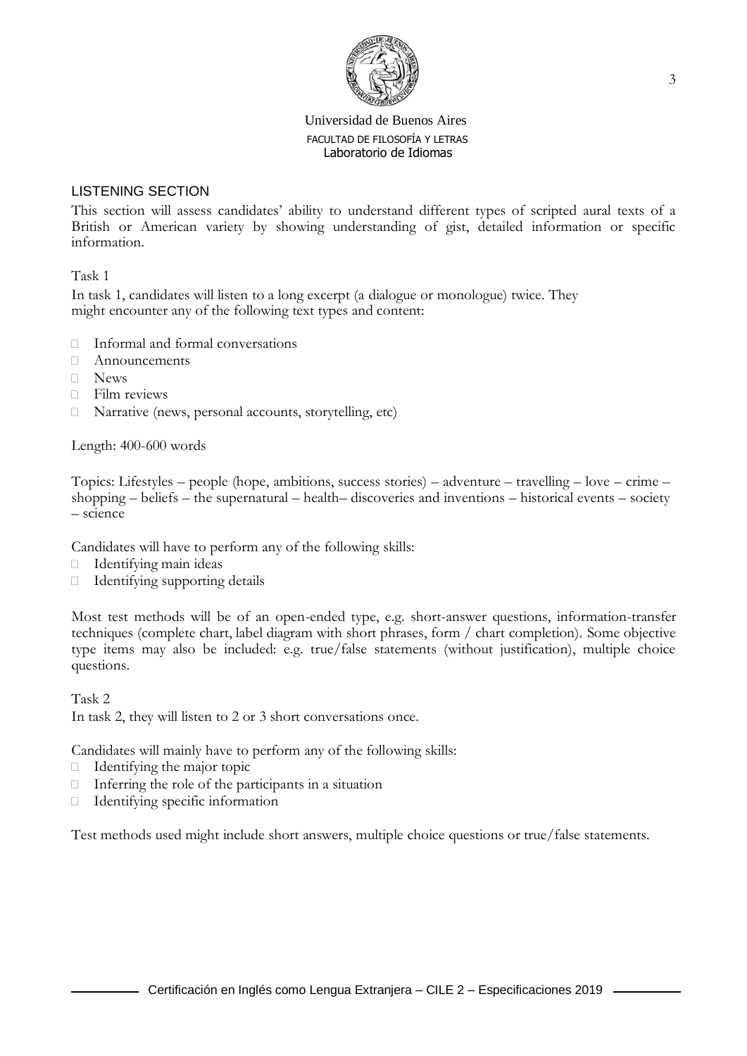## LISTENING SECTION

This section will assess candidates' ability to understand different types of scripted aural texts of a British or American variety by showing understanding of gist, detailed information or specific information.

### Task 1

In task 1, candidates will listen to a long excerpt (a dialogue or monologue) twice. They might encounter any of the following text types and content:

- Informal and formal conversations
- Announcements
- News
- Film reviews
- Narrative (news, personal accounts, storytelling, etc)

Length: 400-600 words

Topics: Lifestyles – people (hope, ambitions, success stories) – adventure – travelling – love – crime – shopping – beliefs – the supernatural – health– discoveries and inventions – historical events – society – science

Candidates will have to perform any of the following skills:

- Identifying main ideas
- Identifying supporting details

Most test methods will be of an open-ended type, e.g. short-answer questions, information-transfer techniques (complete chart, label diagram with short phrases, form / chart completion). Some objective type items may also be included: e.g. true/false statements (without justification), multiple choice questions.

### Task 2

In task 2, they will listen to 2 or 3 short conversations once.

Candidates will mainly have to perform any of the following skills:

- Identifying the major topic
- Inferring the role of the participants in a situation
- Identifying specific information

Test methods used might include short answers, multiple choice questions or true/false statements.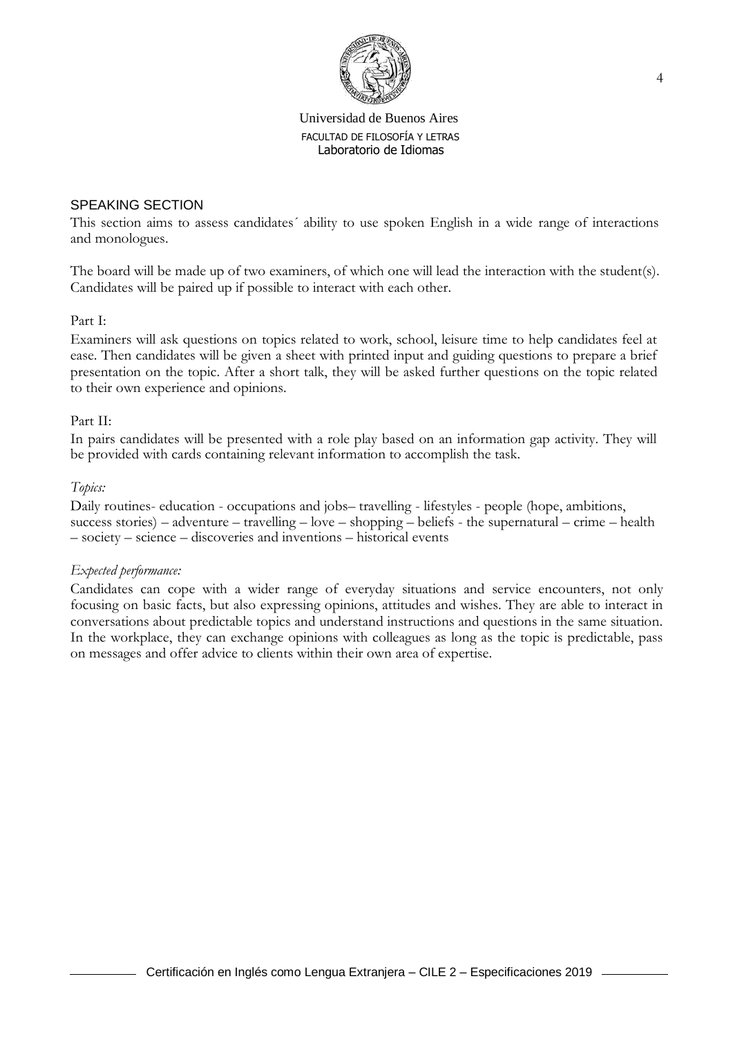## SPEAKING SECTION

This section aims to assess candidates´ ability to use spoken English in a wide range of interactions and monologues.

The board will be made up of two examiners, of which one will lead the interaction with the student(s). Candidates will be paired up if possible to interact with each other.

Part I:

Examiners will ask questions on topics related to work, school, leisure time to help candidates feel at ease. Then candidates will be given a sheet with printed input and guiding questions to prepare a brief presentation on the topic. After a short talk, they will be asked further questions on the topic related to their own experience and opinions.

Part II:

In pairs candidates will be presented with a role play based on an information gap activity. They will be provided with cards containing relevant information to accomplish the task.

*Topics:*

Daily routines- education - occupations and jobs– travelling - lifestyles - people (hope, ambitions, success stories) – adventure – travelling – love – shopping – beliefs - the supernatural – crime – health – society – science – discoveries and inventions – historical events

*Expected performance:*

Candidates can cope with a wider range of everyday situations and service encounters, not only focusing on basic facts, but also expressing opinions, attitudes and wishes. They are able to interact in conversations about predictable topics and understand instructions and questions in the same situation. In the workplace, they can exchange opinions with colleagues as long as the topic is predictable, pass on messages and offer advice to clients within their own area of expertise.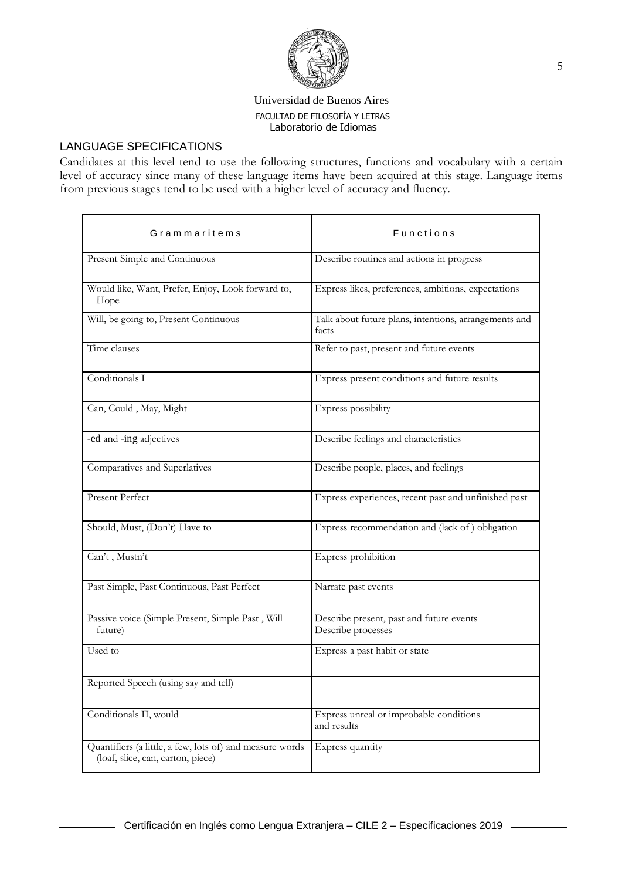Universidad de Buenos Aires
FACULTAD DE FILOSOFÍA Y LETRAS
Laboratorio de Idiomas

## LANGUAGE SPECIFICATIONS

Candidates at this level tend to use the following structures, functions and vocabulary with a certain level of accuracy since many of these language items have been acquired at this stage. Language items from previous stages tend to be used with a higher level of accuracy and fluency.

| Grammaritems | Functions |
|---|---|
| Present Simple and Continuous | Describe routines and actions in progress |
| Would like, Want, Prefer, Enjoy, Look forward to, Hope | Express likes, preferences, ambitions, expectations |
| Will, be going to, Present Continuous | Talk about future plans, intentions, arrangements and facts |
| Time clauses | Refer to past, present and future events |
| Conditionals I | Express present conditions and future results |
| Can, Could , May, Might | Express possibility |
| -ed and -ing adjectives | Describe feelings and characteristics |
| Comparatives and Superlatives | Describe people, places, and feelings |
| Present Perfect | Express experiences, recent past and unfinished past |
| Should, Must, (Don't) Have to | Express recommendation and (lack of ) obligation |
| Can't , Mustn't | Express prohibition |
| Past Simple, Past Continuous, Past Perfect | Narrate past events |
| Passive voice (Simple Present, Simple Past , Will future) | Describe present, past and future events<br>Describe processes |
| Used to | Express a past habit or state |
| Reported Speech (using say and tell) | |
| Conditionals II, would | Express unreal or improbable conditions and results |
| Quantifiers (a little, a few, lots of) and measure words (loaf, slice, can, carton, piece) | Express quantity |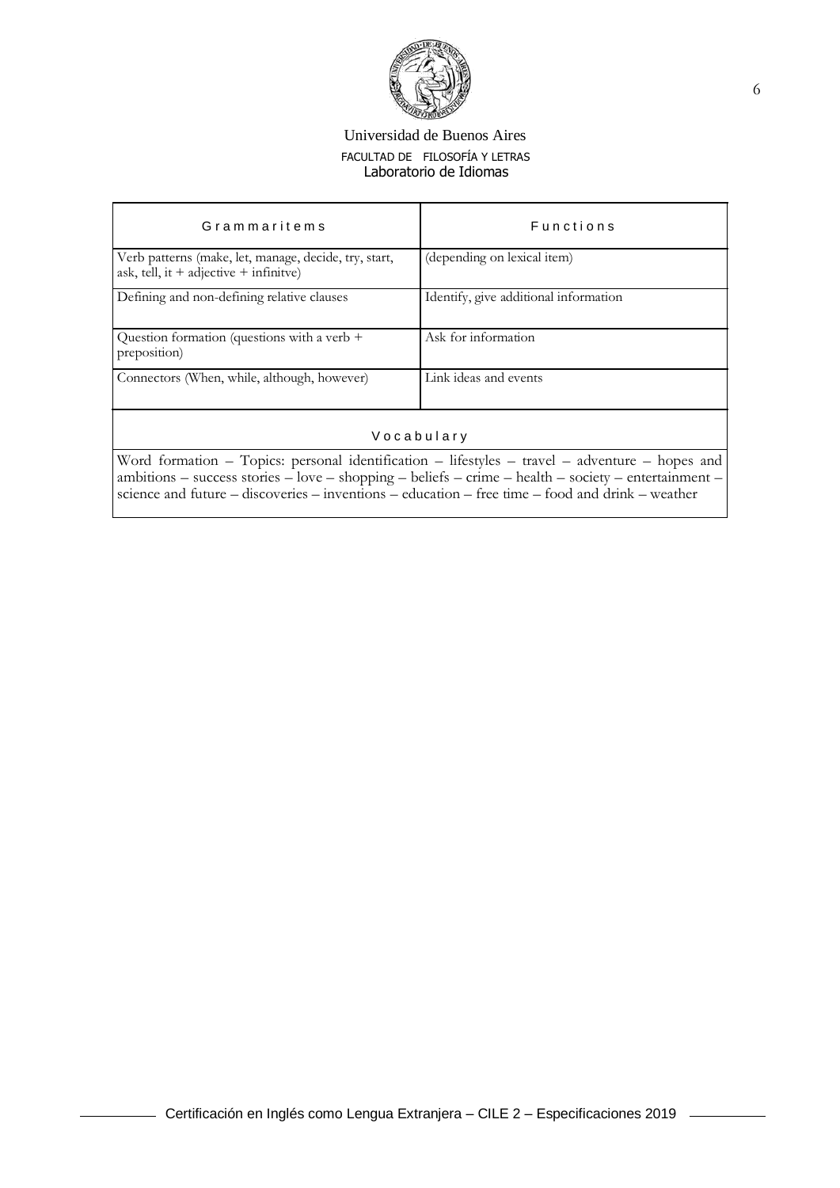Universidad de Buenos Aires
FACULTAD DE FILOSOFÍA Y LETRAS
Laboratorio de Idiomas

| Grammar items | Functions |
|---|---|
| Verb patterns (make, let, manage, decide, try, start, ask, tell, it + adjective + infinitve) | (depending on lexical item) |
| Defining and non-defining relative clauses | Identify, give additional information |
| Question formation (questions with a verb + preposition) | Ask for information |
| Connectors (When, while, although, however) | Link ideas and events |
| Vocabulary | |
| Word formation – Topics: personal identification – lifestyles – travel – adventure – hopes and ambitions – success stories – love – shopping – beliefs – crime – health – society – entertainment – science and future – discoveries – inventions – education – free time – food and drink – weather | |